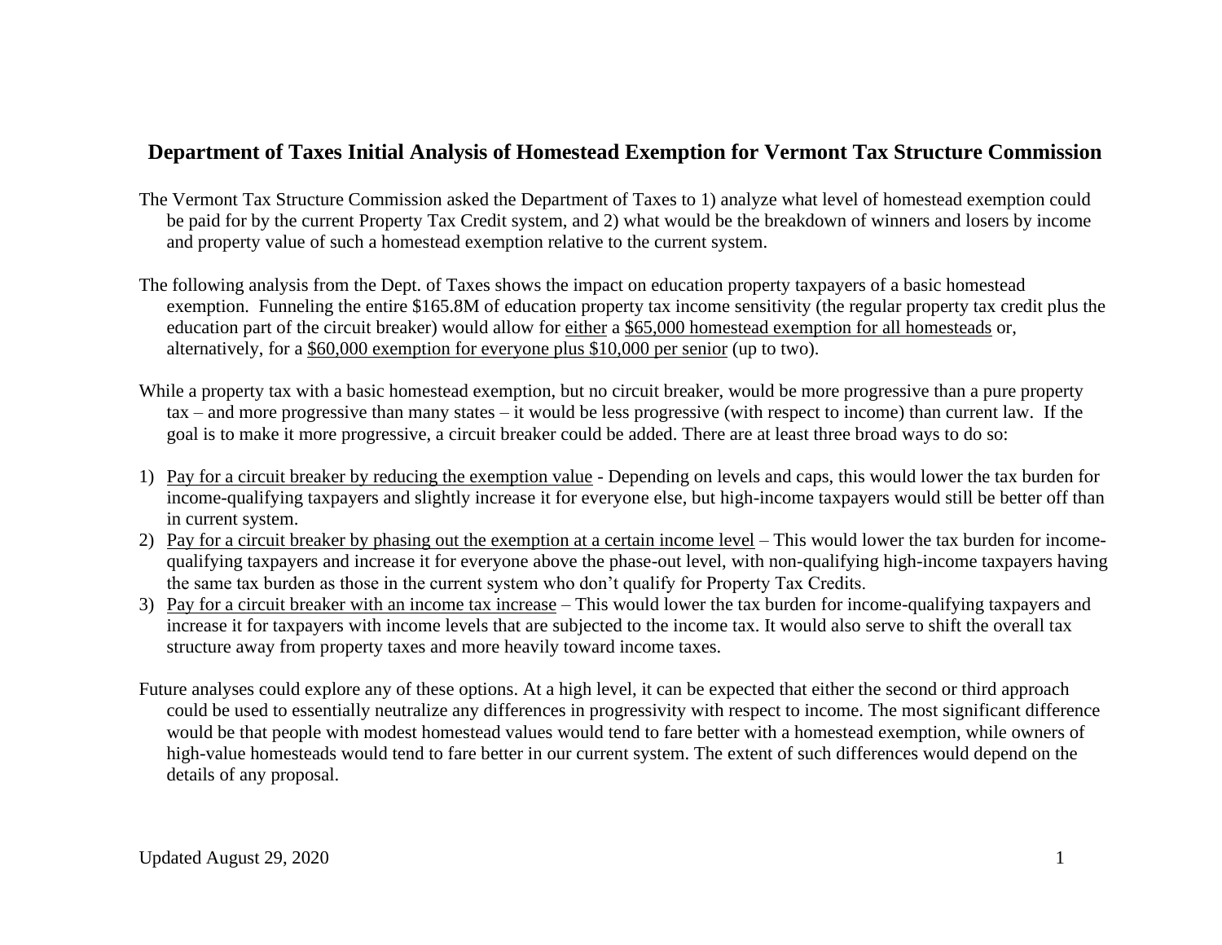# Department of Taxes Initial Analysis of Homestead Exemption for Vermont Tax Structure Commission

The Vermont Tax Structure Commission asked the Department of Taxes to 1) analyze what level of homestead exemption could be paid for by the current Property Tax Credit system, and 2) what would be the breakdown of winners and losers by income and property value of such a homestead exemption relative to the current system.

The following analysis from the Dept. of Taxes shows the impact on education property taxpayers of a basic homestead exemption. Funneling the entire $165.8M of education property tax income sensitivity (the regular property tax credit plus the education part of the circuit breaker) would allow for <u>either</u> a <u>$65,000 homestead exemption for all homesteads</u> or, alternatively, for a <u>$60,000 exemption for everyone plus $10,000 per senior</u> (up to two).

While a property tax with a basic homestead exemption, but no circuit breaker, would be more progressive than a pure property tax – and more progressive than many states – it would be less progressive (with respect to income) than current law. If the goal is to make it more progressive, a circuit breaker could be added. There are at least three broad ways to do so:

1) <u>Pay for a circuit breaker by reducing the exemption value</u> - Depending on levels and caps, this would lower the tax burden for income-qualifying taxpayers and slightly increase it for everyone else, but high-income taxpayers would still be better off than in current system.
2) <u>Pay for a circuit breaker by phasing out the exemption at a certain income level</u> – This would lower the tax burden for income-qualifying taxpayers and increase it for everyone above the phase-out level, with non-qualifying high-income taxpayers having the same tax burden as those in the current system who don't qualify for Property Tax Credits.
3) <u>Pay for a circuit breaker with an income tax increase</u> – This would lower the tax burden for income-qualifying taxpayers and increase it for taxpayers with income levels that are subjected to the income tax. It would also serve to shift the overall tax structure away from property taxes and more heavily toward income taxes.

Future analyses could explore any of these options. At a high level, it can be expected that either the second or third approach could be used to essentially neutralize any differences in progressivity with respect to income. The most significant difference would be that people with modest homestead values would tend to fare better with a homestead exemption, while owners of high-value homesteads would tend to fare better in our current system. The extent of such differences would depend on the details of any proposal.

Updated August 29, 2020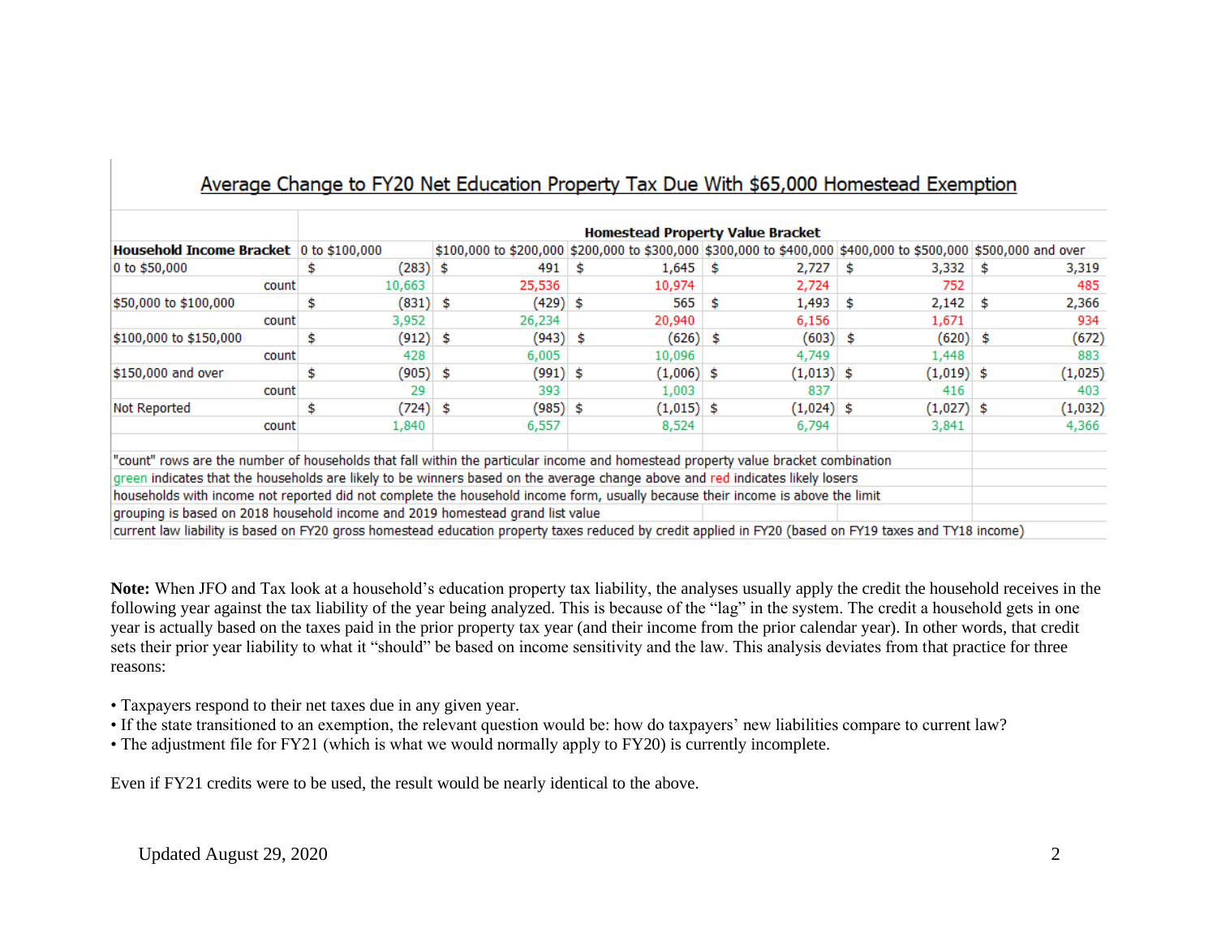## Average Change to FY20 Net Education Property Tax Due With $65,000 Homestead Exemption

| | Homestead Property Value Bracket | | | | | |
|---|---|---|---|---|---|---|
| **Household Income Bracket** | 0 to $100,000 | $100,000 to $200,000 | $200,000 to $300,000 | $300,000 to $400,000 | $400,000 to $500,000 | $500,000 and over |
| 0 to $50,000 | $ (283) | $ 491 | $ 1,645 | $ 2,727 | $ 3,332 | $ 3,319 |
| count | 10,663 | 25,536 | 10,974 | 2,724 | 752 | 485 |
| $50,000 to $100,000 | $ (831) | $ (429) | $ 565 | $ 1,493 | $ 2,142 | $ 2,366 |
| count | 3,952 | 26,234 | 20,940 | 6,156 | 1,671 | 934 |
| $100,000 to $150,000 | $ (912) | $ (943) | $ (626) | $ (603) | $ (620) | $ (672) |
| count | 428 | 6,005 | 10,096 | 4,749 | 1,448 | 883 |
| $150,000 and over | $ (905) | $ (991) | $ (1,006) | $ (1,013) | $ (1,019) | $ (1,025) |
| count | 29 | 393 | 1,003 | 837 | 416 | 403 |
| Not Reported | $ (724) | $ (985) | $ (1,015) | $ (1,024) | $ (1,027) | $ (1,032) |
| count | 1,840 | 6,557 | 8,524 | 6,794 | 3,841 | 4,366 |

"count" rows are the number of households that fall within the particular income and homestead property value bracket combination

green indicates that the households are likely to be winners based on the average change above and red indicates likely losers

households with income not reported did not complete the household income form, usually because their income is above the limit

grouping is based on 2018 household income and 2019 homestead grand list value

current law liability is based on FY20 gross homestead education property taxes reduced by credit applied in FY20 (based on FY19 taxes and TY18 income)

**Note:** When JFO and Tax look at a household's education property tax liability, the analyses usually apply the credit the household receives in the following year against the tax liability of the year being analyzed. This is because of the "lag" in the system. The credit a household gets in one year is actually based on the taxes paid in the prior property tax year (and their income from the prior calendar year). In other words, that credit sets their prior year liability to what it "should" be based on income sensitivity and the law. This analysis deviates from that practice for three reasons:

- Taxpayers respond to their net taxes due in any given year.
- If the state transitioned to an exemption, the relevant question would be: how do taxpayers' new liabilities compare to current law?
- The adjustment file for FY21 (which is what we would normally apply to FY20) is currently incomplete.

Even if FY21 credits were to be used, the result would be nearly identical to the above.

Updated August 29, 2020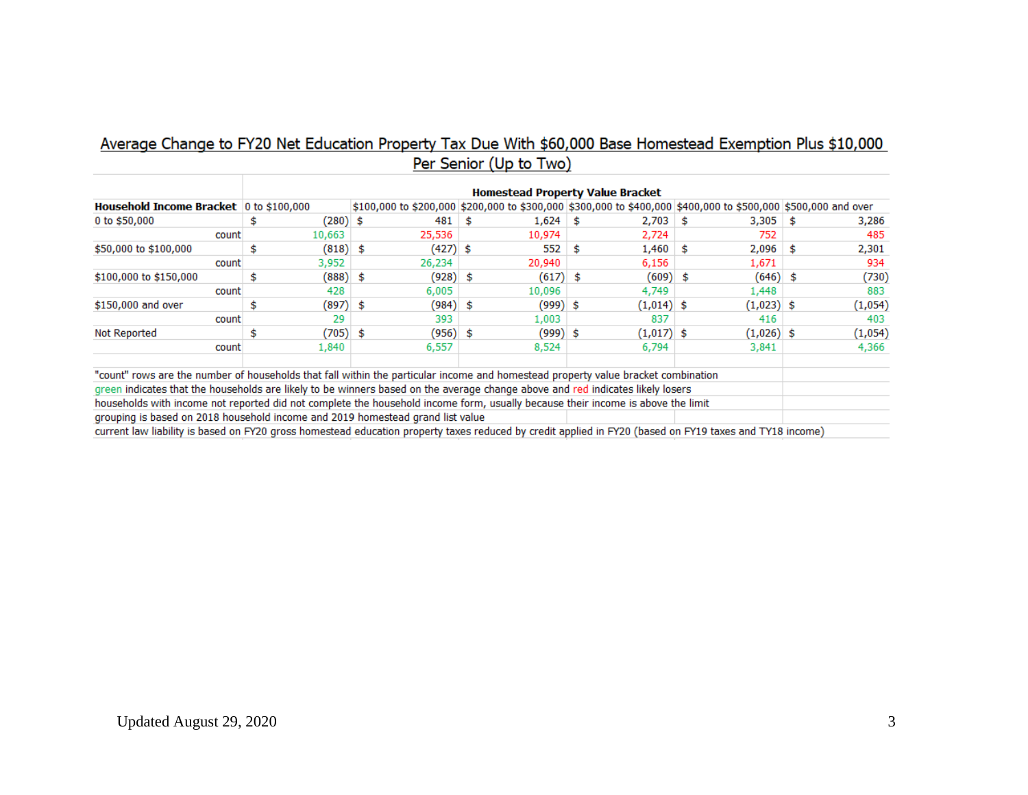## Average Change to FY20 Net Education Property Tax Due With $60,000 Base Homestead Exemption Plus $10,000 Per Senior (Up to Two)

| | Homestead Property Value Bracket | | | | | |
|---|---|---|---|---|---|---|
| **Household Income Bracket** | 0 to $100,000 | $100,000 to $200,000 | $200,000 to $300,000 | $300,000 to $400,000 | $400,000 to $500,000 | $500,000 and over |
| 0 to $50,000 | $ (280) | $ 481 | $ 1,624 | $ 2,703 | $ 3,305 | $ 3,286 |
| count | 10,663 | 25,536 | 10,974 | 2,724 | 752 | 485 |
| $50,000 to $100,000 | $ (818) | $ (427) | $ 552 | $ 1,460 | $ 2,096 | $ 2,301 |
| count | 3,952 | 26,234 | 20,940 | 6,156 | 1,671 | 934 |
| $100,000 to $150,000 | $ (888) | $ (928) | $ (617) | $ (609) | $ (646) | $ (730) |
| count | 428 | 6,005 | 10,096 | 4,749 | 1,448 | 883 |
| $150,000 and over | $ (897) | $ (984) | $ (999) | $ (1,014) | $ (1,023) | $ (1,054) |
| count | 29 | 393 | 1,003 | 837 | 416 | 403 |
| Not Reported | $ (705) | $ (956) | $ (999) | $ (1,017) | $ (1,026) | $ (1,054) |
| count | 1,840 | 6,557 | 8,524 | 6,794 | 3,841 | 4,366 |

"count" rows are the number of households that fall within the particular income and homestead property value bracket combination

green indicates that the households are likely to be winners based on the average change above and red indicates likely losers

households with income not reported did not complete the household income form, usually because their income is above the limit

grouping is based on 2018 household income and 2019 homestead grand list value

current law liability is based on FY20 gross homestead education property taxes reduced by credit applied in FY20 (based on FY19 taxes and TY18 income)

Updated August 29, 2020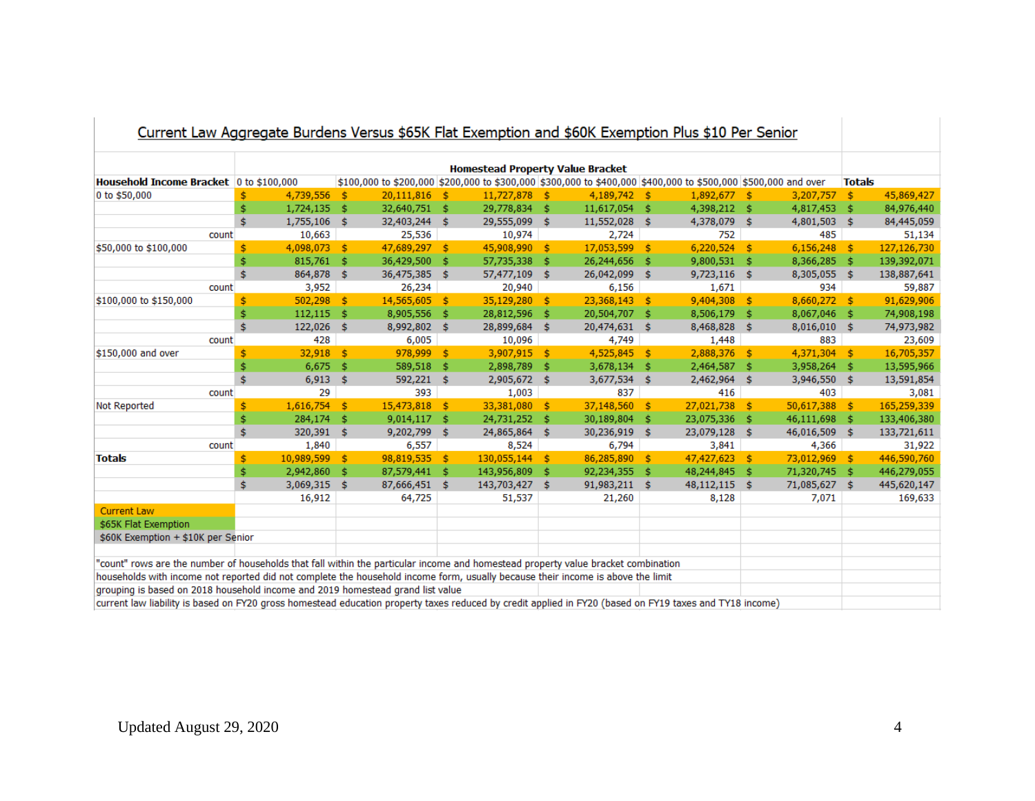## Current Law Aggregate Burdens Versus $65K Flat Exemption and $60K Exemption Plus $10 Per Senior

| Household Income Bracket | Homestead Property Value Bracket | | | | | | Totals |
|---|---|---|---|---|---|---|---|
| | 0 to $100,000 | $100,000 to $200,000 | $200,000 to $300,000 | $300,000 to $400,000 | $400,000 to $500,000 | $500,000 and over | |
| 0 to $50,000 | $ 4,739,556 | $ 20,111,816 | $ 11,727,878 | $ 4,189,742 | $ 1,892,677 | $ 3,207,757 | $ 45,869,427 |
| | $ 1,724,135 | $ 32,640,751 | $ 29,778,834 | $ 11,617,054 | $ 4,398,212 | $ 4,817,453 | $ 84,976,440 |
| | $ 1,755,106 | $ 32,403,244 | $ 29,555,099 | $ 11,552,028 | $ 4,378,079 | $ 4,801,503 | $ 84,445,059 |
| count | 10,663 | 25,536 | 10,974 | 2,724 | 752 | 485 | 51,134 |
| $50,000 to $100,000 | $ 4,098,073 | $ 47,689,297 | $ 45,908,990 | $ 17,053,599 | $ 6,220,524 | $ 6,156,248 | $ 127,126,730 |
| | $ 815,761 | $ 36,429,500 | $ 57,735,338 | $ 26,244,656 | $ 9,800,531 | $ 8,366,285 | $ 139,392,071 |
| | $ 864,878 | $ 36,475,385 | $ 57,477,109 | $ 26,042,099 | $ 9,723,116 | $ 8,305,055 | $ 138,887,641 |
| count | 3,952 | 26,234 | 20,940 | 6,156 | 1,671 | 934 | 59,887 |
| $100,000 to $150,000 | $ 502,298 | $ 14,565,605 | $ 35,129,280 | $ 23,368,143 | $ 9,404,308 | $ 8,660,272 | $ 91,629,906 |
| | $ 112,115 | $ 8,905,556 | $ 28,812,596 | $ 20,504,707 | $ 8,506,179 | $ 8,067,046 | $ 74,908,198 |
| | $ 122,026 | $ 8,992,802 | $ 28,899,684 | $ 20,474,631 | $ 8,468,828 | $ 8,016,010 | $ 74,973,982 |
| count | 428 | 6,005 | 10,096 | 4,749 | 1,448 | 883 | 23,609 |
| $150,000 and over | $ 32,918 | $ 978,999 | $ 3,907,915 | $ 4,525,845 | $ 2,888,376 | $ 4,371,304 | $ 16,705,357 |
| | $ 6,675 | $ 589,518 | $ 2,898,789 | $ 3,678,134 | $ 2,464,587 | $ 3,958,264 | $ 13,595,966 |
| | $ 6,913 | $ 592,221 | $ 2,905,672 | $ 3,677,534 | $ 2,462,964 | $ 3,946,550 | $ 13,591,854 |
| count | 29 | 393 | 1,003 | 837 | 416 | 403 | 3,081 |
| Not Reported | $ 1,616,754 | $ 15,473,818 | $ 33,381,080 | $ 37,148,560 | $ 27,021,738 | $ 50,617,388 | $ 165,259,339 |
| | $ 284,174 | $ 9,014,117 | $ 24,731,252 | $ 30,189,804 | $ 23,075,336 | $ 46,111,698 | $ 133,406,380 |
| | $ 320,391 | $ 9,202,799 | $ 24,865,864 | $ 30,236,919 | $ 23,079,128 | $ 46,016,509 | $ 133,721,611 |
| count | 1,840 | 6,557 | 8,524 | 6,794 | 3,841 | 4,366 | 31,922 |
| **Totals** | $ 10,989,599 | $ 98,819,535 | $ 130,055,144 | $ 86,285,890 | $ 47,427,623 | $ 73,012,969 | $ 446,590,760 |
| | $ 2,942,860 | $ 87,579,441 | $ 143,956,809 | $ 92,234,355 | $ 48,244,845 | $ 71,320,745 | $ 446,279,055 |
| | $ 3,069,315 | $ 87,666,451 | $ 143,703,427 | $ 91,983,211 | $ 48,112,115 | $ 71,085,627 | $ 445,620,147 |
| | 16,912 | 64,725 | 51,537 | 21,260 | 8,128 | 7,071 | 169,633 |

Legend (first row of each group = Current Law; second row = $65K Flat Exemption; third row = $60K Exemption + $10K per Senior):

- Current Law
- $65K Flat Exemption
- $60K Exemption + $10K per Senior

"count" rows are the number of households that fall within the particular income and homestead property value bracket combination

households with income not reported did not complete the household income form, usually because their income is above the limit

grouping is based on 2018 household income and 2019 homestead grand list value

current law liability is based on FY20 gross homestead education property taxes reduced by credit applied in FY20 (based on FY19 taxes and TY18 income)

Updated August 29, 2020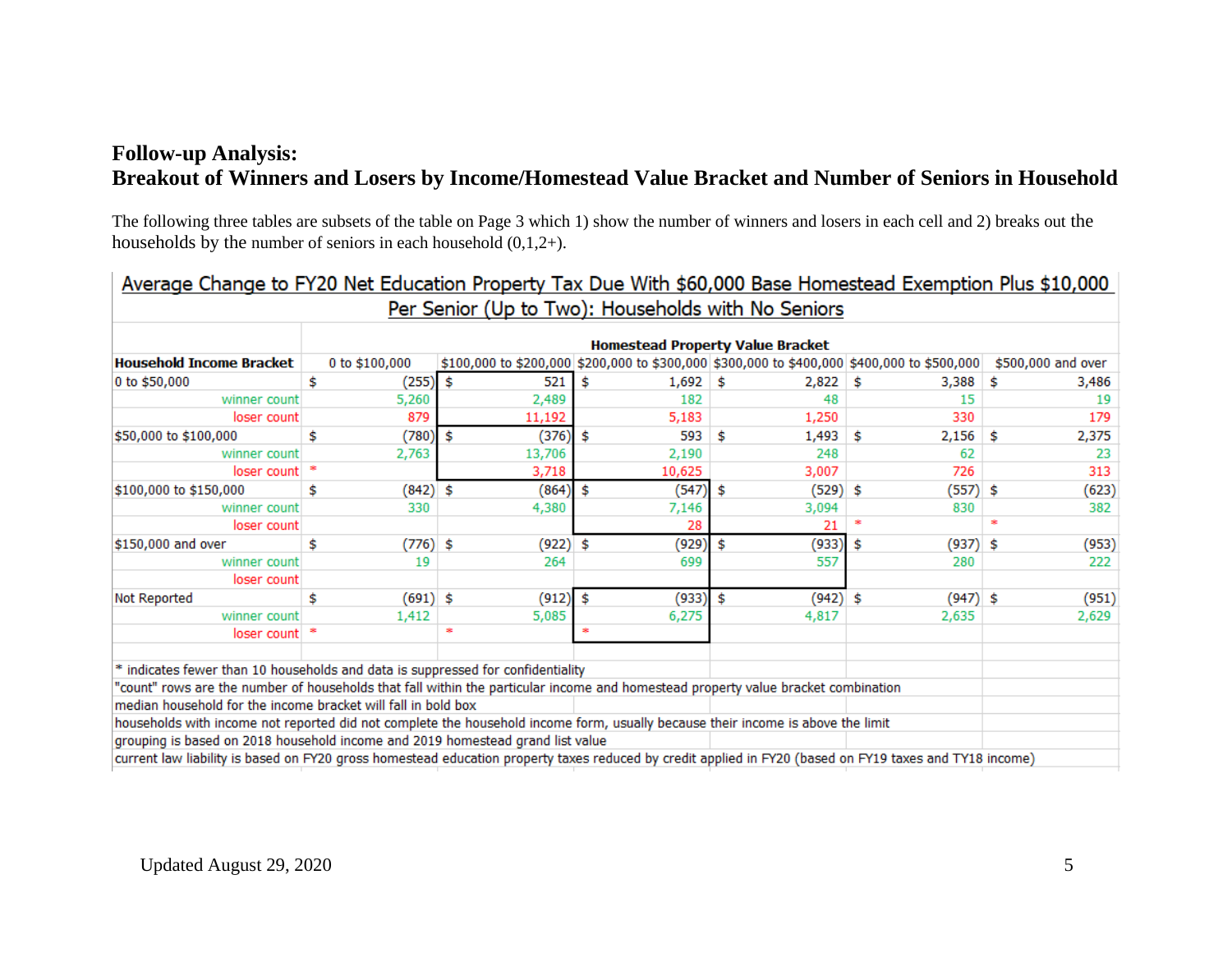## Follow-up Analysis:
## Breakout of Winners and Losers by Income/Homestead Value Bracket and Number of Seniors in Household

The following three tables are subsets of the table on Page 3 which 1) show the number of winners and losers in each cell and 2) breaks out the households by the number of seniors in each household (0,1,2+).

**Average Change to FY20 Net Education Property Tax Due With $60,000 Base Homestead Exemption Plus $10,000 Per Senior (Up to Two): Households with No Seniors**

| | Homestead Property Value Bracket | | | | | |
|---|---|---|---|---|---|---|
| **Household Income Bracket** | 0 to $100,000 | $100,000 to $200,000 | $200,000 to $300,000 | $300,000 to $400,000 | $400,000 to $500,000 | $500,000 and over |
| 0 to $50,000 | $ (255) | $ 521 | $ 1,692 | $ 2,822 | $ 3,388 | $ 3,486 |
| winner count | 5,260 | 2,489 | 182 | 48 | 15 | 19 |
| loser count | 879 | 11,192 | 5,183 | 1,250 | 330 | 179 |
| $50,000 to $100,000 | $ (780) | $ (376) | $ 593 | $ 1,493 | $ 2,156 | $ 2,375 |
| winner count | 2,763 | 13,706 | 2,190 | 248 | 62 | 23 |
| loser count | * | 3,718 | 10,625 | 3,007 | 726 | 313 |
| $100,000 to $150,000 | $ (842) | $ (864) | $ (547) | $ (529) | $ (557) | $ (623) |
| winner count | 330 | 4,380 | 7,146 | 3,094 | 830 | 382 |
| loser count | | | 28 | 21 | * | * |
| $150,000 and over | $ (776) | $ (922) | $ (929) | $ (933) | $ (937) | $ (953) |
| winner count | 19 | 264 | 699 | 557 | 280 | 222 |
| loser count | | | | | | |
| Not Reported | $ (691) | $ (912) | $ (933) | $ (942) | $ (947) | $ (951) |
| winner count | 1,412 | 5,085 | 6,275 | 4,817 | 2,635 | 2,629 |
| loser count | * | * | * | | | |

\* indicates fewer than 10 households and data is suppressed for confidentiality

"count" rows are the number of households that fall within the particular income and homestead property value bracket combination

median household for the income bracket will fall in bold box

households with income not reported did not complete the household income form, usually because their income is above the limit

grouping is based on 2018 household income and 2019 homestead grand list value

current law liability is based on FY20 gross homestead education property taxes reduced by credit applied in FY20 (based on FY19 taxes and TY18 income)

Updated August 29, 2020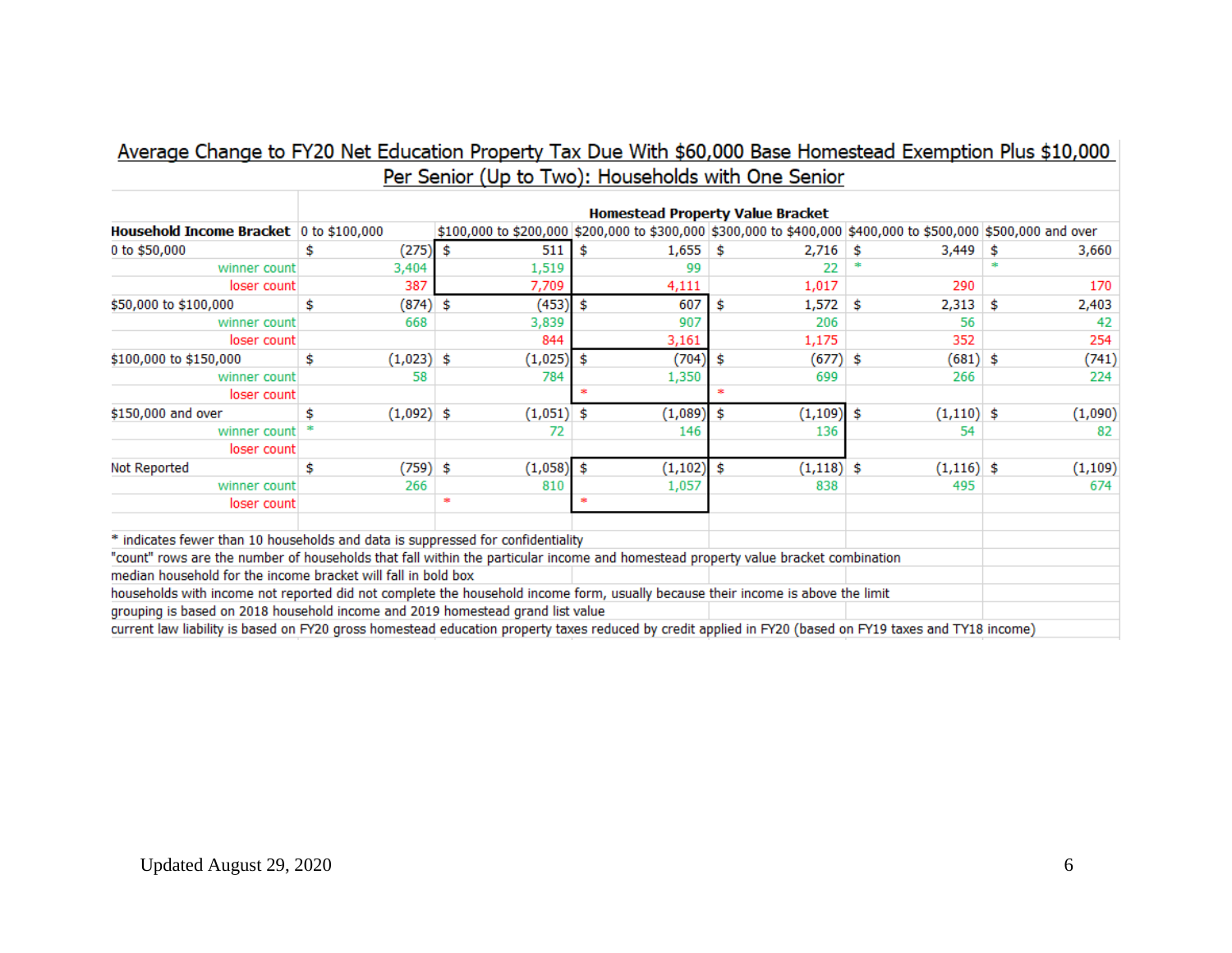## Average Change to FY20 Net Education Property Tax Due With $60,000 Base Homestead Exemption Plus $10,000 Per Senior (Up to Two): Households with One Senior

| | Homestead Property Value Bracket | | | | | |
|---|---|---|---|---|---|---|
| **Household Income Bracket** | 0 to $100,000 | $100,000 to $200,000 | $200,000 to $300,000 | $300,000 to $400,000 | $400,000 to $500,000 | $500,000 and over |
| 0 to $50,000 | $ (275) | $ 511 | $ 1,655 | $ 2,716 | $ 3,449 | $ 3,660 |
| winner count | 3,404 | 1,519 | 99 | 22 | * | * |
| loser count | 387 | 7,709 | 4,111 | 1,017 | 290 | 170 |
| $50,000 to $100,000 | $ (874) | $ (453) | $ 607 | $ 1,572 | $ 2,313 | $ 2,403 |
| winner count | 668 | 3,839 | 907 | 206 | 56 | 42 |
| loser count | | 844 | 3,161 | 1,175 | 352 | 254 |
| $100,000 to $150,000 | $ (1,023) | $ (1,025) | $ (704) | $ (677) | $ (681) | $ (741) |
| winner count | 58 | 784 | 1,350 | 699 | 266 | 224 |
| loser count | | | * | * | | |
| $150,000 and over | $ (1,092) | $ (1,051) | $ (1,089) | $ (1,109) | $ (1,110) | $ (1,090) |
| winner count | * | 72 | 146 | 136 | 54 | 82 |
| loser count | | | | | | |
| Not Reported | $ (759) | $ (1,058) | $ (1,102) | $ (1,118) | $ (1,116) | $ (1,109) |
| winner count | 266 | 810 | 1,057 | 838 | 495 | 674 |
| loser count | | * | * | | | |

\* indicates fewer than 10 households and data is suppressed for confidentiality

"count" rows are the number of households that fall within the particular income and homestead property value bracket combination

median household for the income bracket will fall in bold box

households with income not reported did not complete the household income form, usually because their income is above the limit

grouping is based on 2018 household income and 2019 homestead grand list value

current law liability is based on FY20 gross homestead education property taxes reduced by credit applied in FY20 (based on FY19 taxes and TY18 income)

Updated August 29, 2020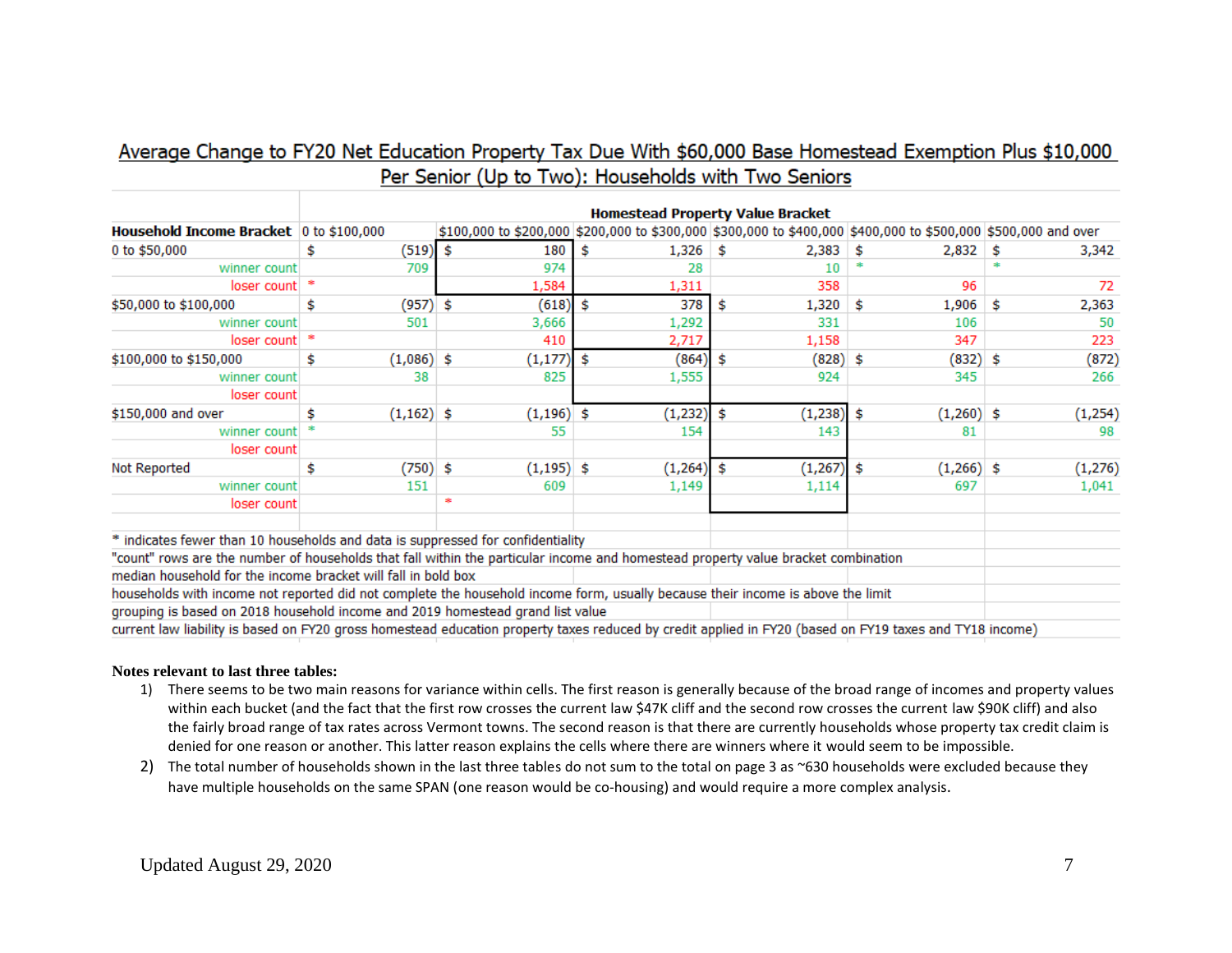## Average Change to FY20 Net Education Property Tax Due With $60,000 Base Homestead Exemption Plus $10,000 Per Senior (Up to Two): Households with Two Seniors

| | Homestead Property Value Bracket | | | | | |
|---|---|---|---|---|---|---|
| **Household Income Bracket** | 0 to $100,000 | $100,000 to $200,000 | $200,000 to $300,000 | $300,000 to $400,000 | $400,000 to $500,000 | $500,000 and over |
| 0 to $50,000 | $ (519) | $ 180 | $ 1,326 | $ 2,383 | $ 2,832 | $ 3,342 |
| winner count | 709 | 974 | 28 | 10 | * | * |
| loser count | * | 1,584 | 1,311 | 358 | 96 | 72 |
| $50,000 to $100,000 | $ (957) | $ (618) | $ 378 | $ 1,320 | $ 1,906 | $ 2,363 |
| winner count | 501 | 3,666 | 1,292 | 331 | 106 | 50 |
| loser count | * | 410 | 2,717 | 1,158 | 347 | 223 |
| $100,000 to $150,000 | $ (1,086) | $ (1,177) | $ (864) | $ (828) | $ (832) | $ (872) |
| winner count | 38 | 825 | 1,555 | 924 | 345 | 266 |
| loser count | | | | | | |
| $150,000 and over | $ (1,162) | $ (1,196) | $ (1,232) | $ (1,238) | $ (1,260) | $ (1,254) |
| winner count | * | 55 | 154 | 143 | 81 | 98 |
| loser count | | | | | | |
| Not Reported | $ (750) | $ (1,195) | $ (1,264) | $ (1,267) | $ (1,266) | $ (1,276) |
| winner count | 151 | 609 | 1,149 | 1,114 | 697 | 1,041 |
| loser count | | * | | | | |

\* indicates fewer than 10 households and data is suppressed for confidentiality

"count" rows are the number of households that fall within the particular income and homestead property value bracket combination

median household for the income bracket will fall in bold box

households with income not reported did not complete the household income form, usually because their income is above the limit

grouping is based on 2018 household income and 2019 homestead grand list value

current law liability is based on FY20 gross homestead education property taxes reduced by credit applied in FY20 (based on FY19 taxes and TY18 income)

**Notes relevant to last three tables:**

1) There seems to be two main reasons for variance within cells. The first reason is generally because of the broad range of incomes and property values within each bucket (and the fact that the first row crosses the current law $47K cliff and the second row crosses the current law $90K cliff) and also the fairly broad range of tax rates across Vermont towns. The second reason is that there are currently households whose property tax credit claim is denied for one reason or another. This latter reason explains the cells where there are winners where it would seem to be impossible.
2) The total number of households shown in the last three tables do not sum to the total on page 3 as ~630 households were excluded because they have multiple households on the same SPAN (one reason would be co-housing) and would require a more complex analysis.

Updated August 29, 2020